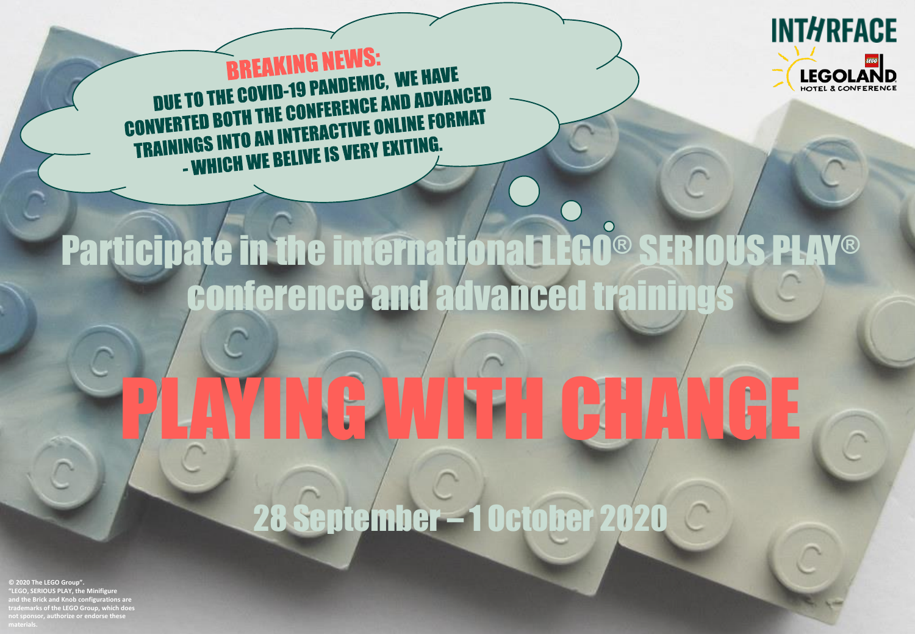INTHRFACE

LEGOLAND HOTEL & CONFERENCE

**BREAKING NEWS:**

**DUE TO THE COVID-19 PANDEMIC, WE HAVE CONVERTED BOTH THE CONFERENCE AND ADVANCED TRAININGS INTO AN INTERACTIVE ONLINE FORMAT - WHICH WE BELIVE IS VERY EXITING.**

## Participate in the international LEGO® SERIOUS PLAY® conference and advanced trainings

# PLAYING WITH CHANGE

## 28 September – 1 October 2020

© 2020 The LEGO Group".
"LEGO, SERIOUS PLAY, the Minifigure and the Brick and Knob configurations are trademarks of the LEGO Group, which does not sponsor, authorize or endorse these materials.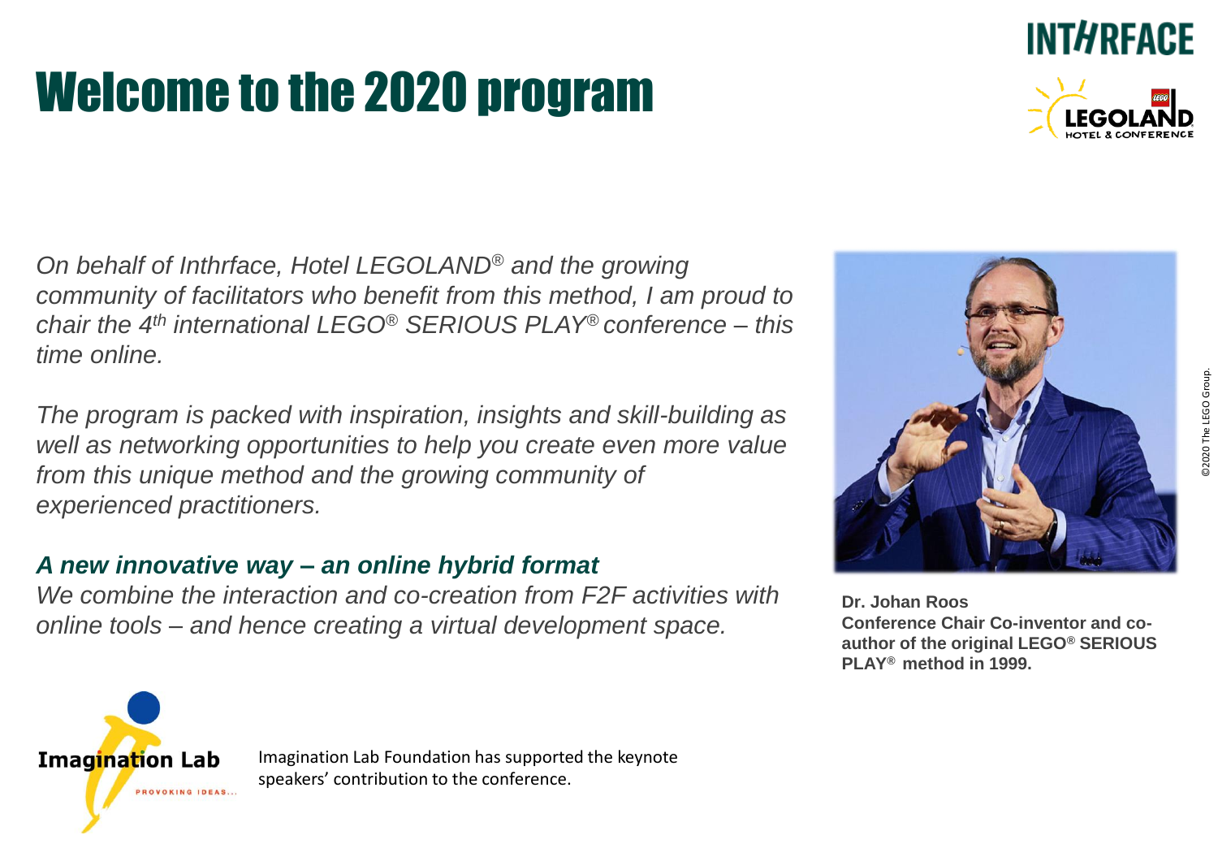# Welcome to the 2020 program

INTHRFACE

LEGOLAND HOTEL & CONFERENCE

*On behalf of Inthrface, Hotel LEGOLAND® and the growing community of facilitators who benefit from this method, I am proud to chair the 4th international LEGO® SERIOUS PLAY® conference – this time online.*

*The program is packed with inspiration, insights and skill-building as well as networking opportunities to help you create even more value from this unique method and the growing community of experienced practitioners.*

***A new innovative way – an online hybrid format***

*We combine the interaction and co-creation from F2F activities with online tools – and hence creating a virtual development space.*

**Dr. Johan Roos**
**Conference Chair Co-inventor and co-author of the original LEGO® SERIOUS PLAY® method in 1999.**

Imagination Lab
PROVOKING IDEAS...

Imagination Lab Foundation has supported the keynote speakers' contribution to the conference.

©2020 The LEGO Group.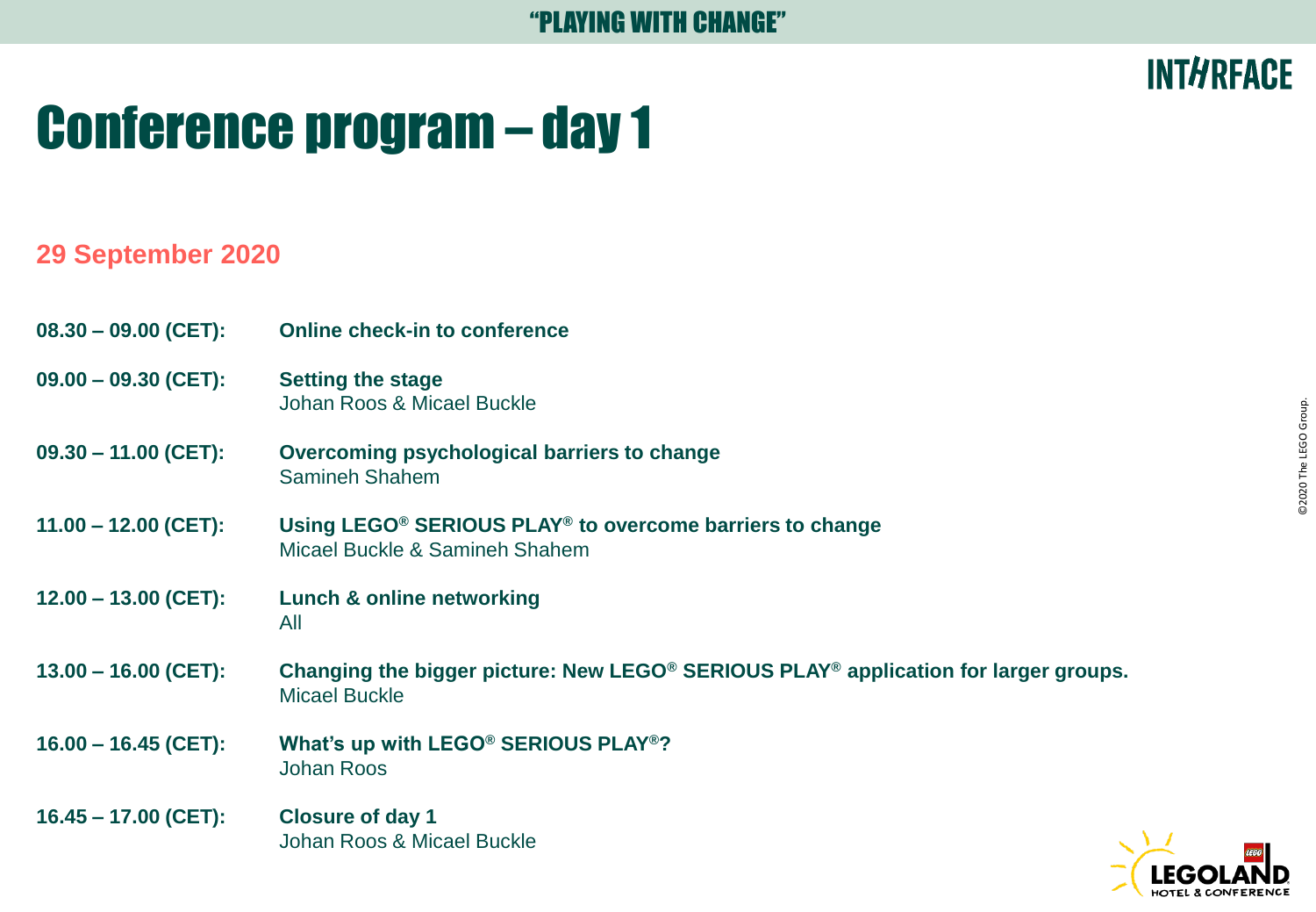# Conference program – day 1

## 29 September 2020

**08.30 – 09.00 (CET):** **Online check-in to conference**

**09.00 – 09.30 (CET):** **Setting the stage**
Johan Roos & Micael Buckle

**09.30 – 11.00 (CET):** **Overcoming psychological barriers to change**
Samineh Shahem

**11.00 – 12.00 (CET):** **Using LEGO® SERIOUS PLAY® to overcome barriers to change**
Micael Buckle & Samineh Shahem

**12.00 – 13.00 (CET):** **Lunch & online networking**
All

**13.00 – 16.00 (CET):** **Changing the bigger picture: New LEGO® SERIOUS PLAY® application for larger groups.**
Micael Buckle

**16.00 – 16.45 (CET):** **What's up with LEGO® SERIOUS PLAY®?**
Johan Roos

**16.45 – 17.00 (CET):** **Closure of day 1**
Johan Roos & Micael Buckle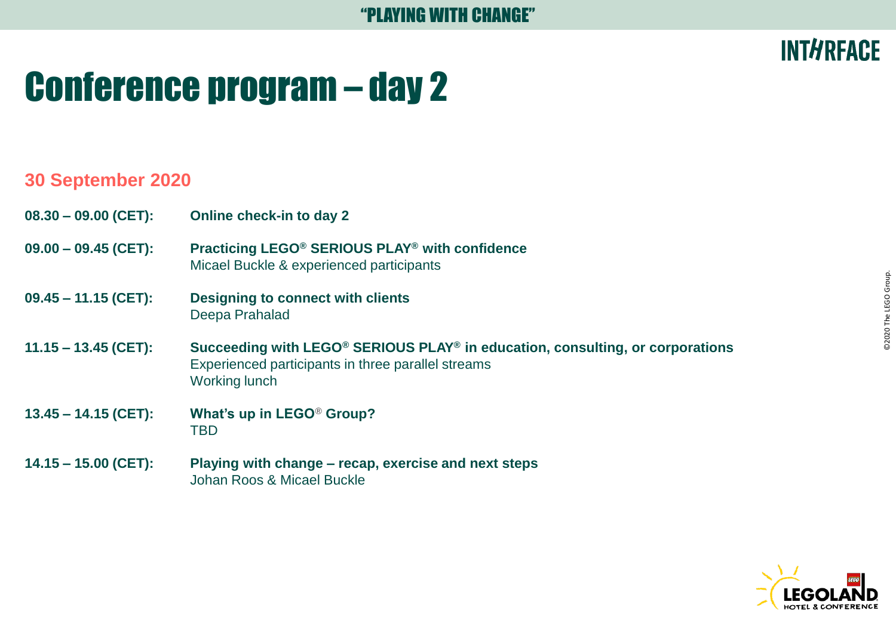“PLAYING WITH CHANGE”

INTERFACE

# Conference program – day 2

## 30 September 2020

**08.30 – 09.00 (CET):** **Online check-in to day 2**

**09.00 – 09.45 (CET):** **Practicing LEGO® SERIOUS PLAY® with confidence**
Micael Buckle & experienced participants

**09.45 – 11.15 (CET):** **Designing to connect with clients**
Deepa Prahalad

**11.15 – 13.45 (CET):** **Succeeding with LEGO® SERIOUS PLAY® in education, consulting, or corporations**
Experienced participants in three parallel streams
Working lunch

**13.45 – 14.15 (CET):** **What’s up in LEGO® Group?**
TBD

**14.15 – 15.00 (CET):** **Playing with change – recap, exercise and next steps**
Johan Roos & Micael Buckle

©2020 The LEGO Group.

LEGOLAND HOTEL & CONFERENCE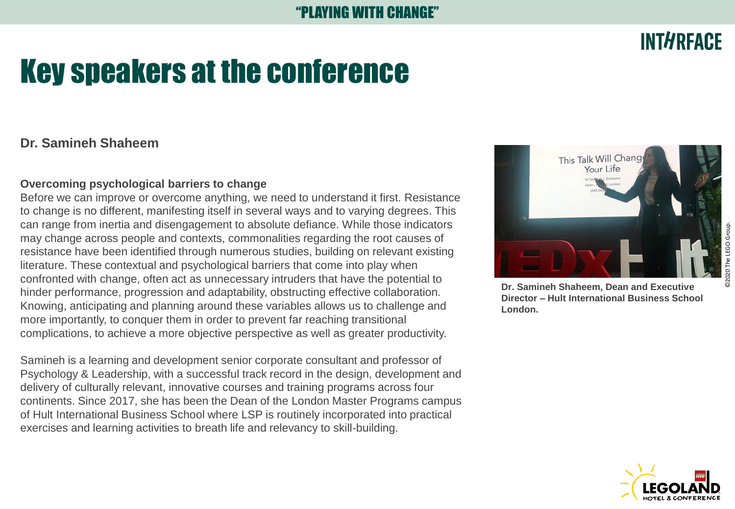# Key speakers at the conference

## Dr. Samineh Shaheem

**Overcoming psychological barriers to change**

Before we can improve or overcome anything, we need to understand it first. Resistance to change is no different, manifesting itself in several ways and to varying degrees. This can range from inertia and disengagement to absolute defiance. While those indicators may change across people and contexts, commonalities regarding the root causes of resistance have been identified through numerous studies, building on relevant existing literature. These contextual and psychological barriers that come into play when confronted with change, often act as unnecessary intruders that have the potential to hinder performance, progression and adaptability, obstructing effective collaboration. Knowing, anticipating and planning around these variables allows us to challenge and more importantly, to conquer them in order to prevent far reaching transitional complications, to achieve a more objective perspective as well as greater productivity.

Samineh is a learning and development senior corporate consultant and professor of Psychology & Leadership, with a successful track record in the design, development and delivery of culturally relevant, innovative courses and training programs across four continents. Since 2017, she has been the Dean of the London Master Programs campus of Hult International Business School where LSP is routinely incorporated into practical exercises and learning activities to breath life and relevancy to skill-building.

**Dr. Samineh Shaheem, Dean and Executive Director – Hult International Business School London.**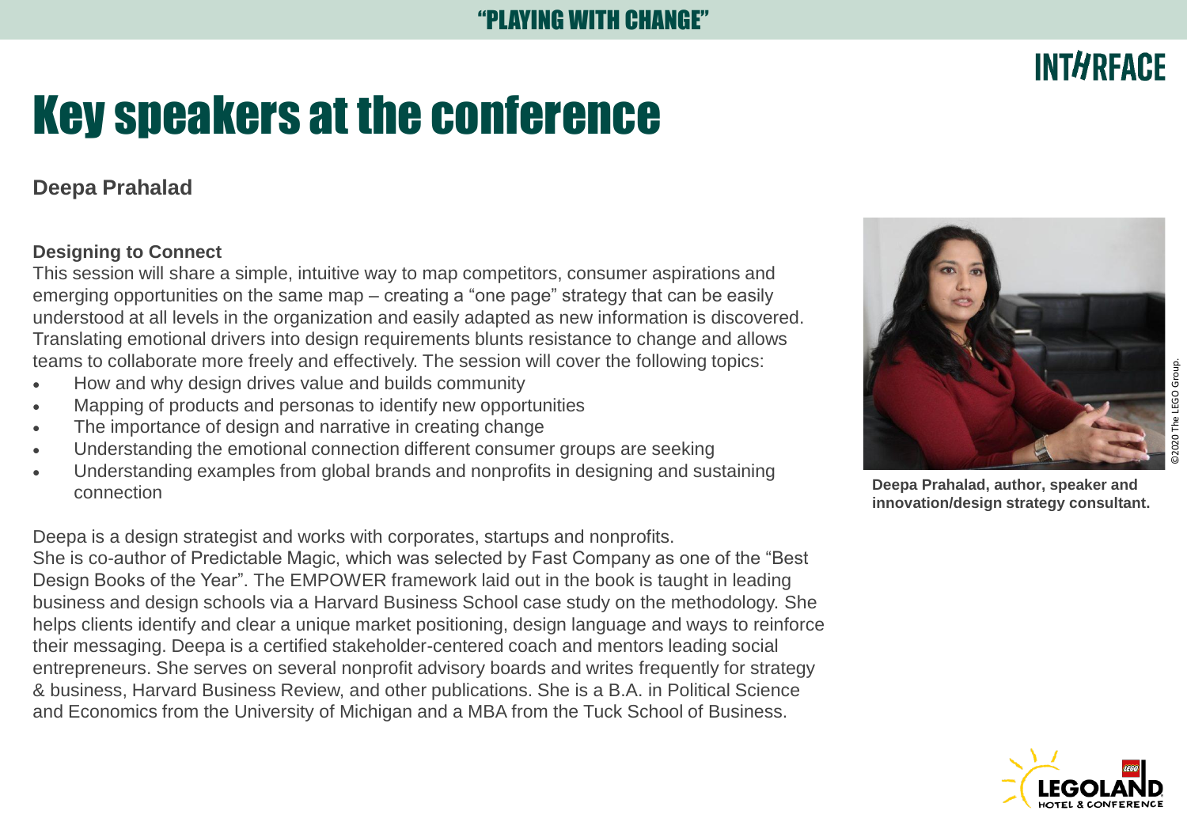# Key speakers at the conference

## Deepa Prahalad

**Designing to Connect**

This session will share a simple, intuitive way to map competitors, consumer aspirations and emerging opportunities on the same map – creating a “one page” strategy that can be easily understood at all levels in the organization and easily adapted as new information is discovered. Translating emotional drivers into design requirements blunts resistance to change and allows teams to collaborate more freely and effectively. The session will cover the following topics:

- How and why design drives value and builds community
- Mapping of products and personas to identify new opportunities
- The importance of design and narrative in creating change
- Understanding the emotional connection different consumer groups are seeking
- Understanding examples from global brands and nonprofits in designing and sustaining connection

Deepa is a design strategist and works with corporates, startups and nonprofits.
She is co-author of Predictable Magic, which was selected by Fast Company as one of the “Best Design Books of the Year”. The EMPOWER framework laid out in the book is taught in leading business and design schools via a Harvard Business School case study on the methodology. She helps clients identify and clear a unique market positioning, design language and ways to reinforce their messaging. Deepa is a certified stakeholder-centered coach and mentors leading social entrepreneurs. She serves on several nonprofit advisory boards and writes frequently for strategy & business, Harvard Business Review, and other publications. She is a B.A. in Political Science and Economics from the University of Michigan and a MBA from the Tuck School of Business.

**Deepa Prahalad, author, speaker and innovation/design strategy consultant.**

©2020 The LEGO Group.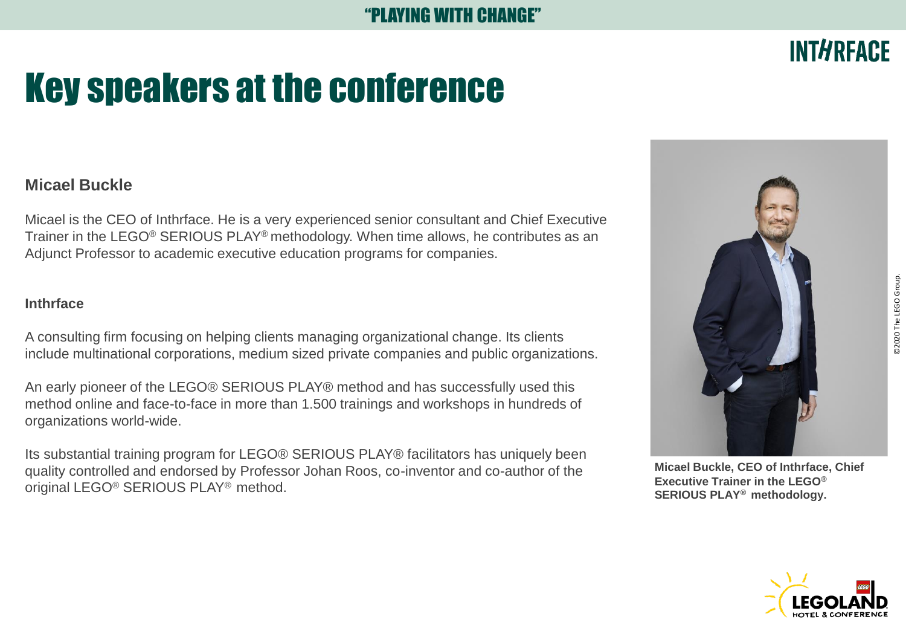# Key speakers at the conference

### Micael Buckle

Micael is the CEO of Inthrface. He is a very experienced senior consultant and Chief Executive Trainer in the LEGO® SERIOUS PLAY® methodology. When time allows, he contributes as an Adjunct Professor to academic executive education programs for companies.

#### Inthrface

A consulting firm focusing on helping clients managing organizational change. Its clients include multinational corporations, medium sized private companies and public organizations.

An early pioneer of the LEGO® SERIOUS PLAY® method and has successfully used this method online and face-to-face in more than 1.500 trainings and workshops in hundreds of organizations world-wide.

Its substantial training program for LEGO® SERIOUS PLAY® facilitators has uniquely been quality controlled and endorsed by Professor Johan Roos, co-inventor and co-author of the original LEGO® SERIOUS PLAY® method.

**Micael Buckle, CEO of Inthrface, Chief Executive Trainer in the LEGO® SERIOUS PLAY® methodology.**

©2020 The LEGO Group.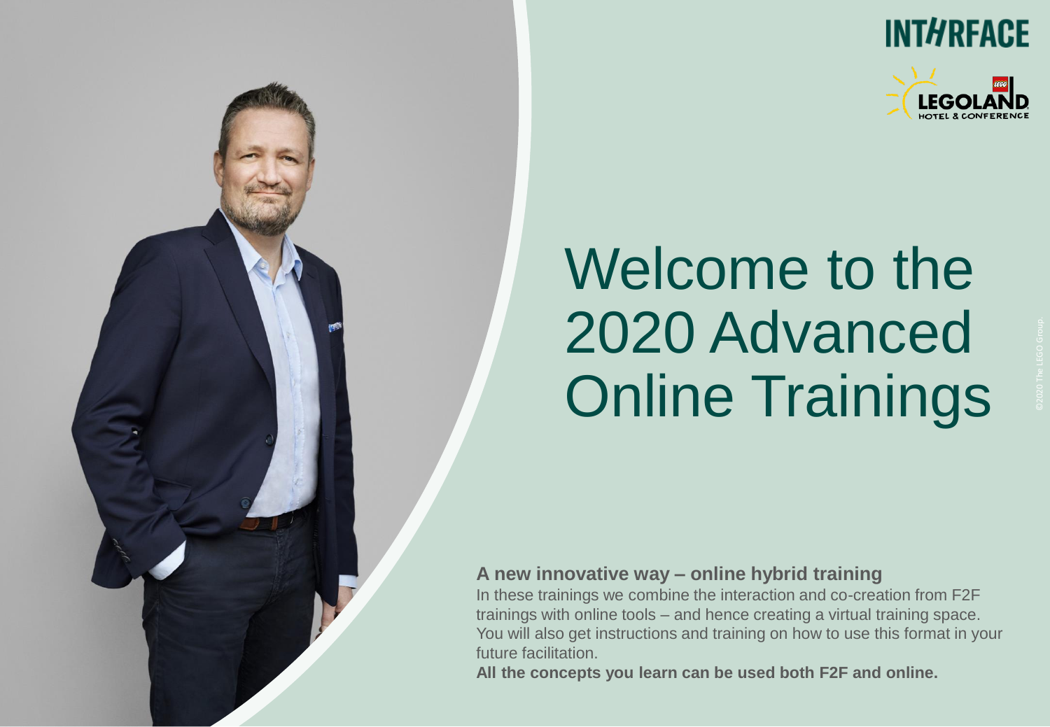INTERFACE

LEGOLAND HOTEL & CONFERENCE

# Welcome to the 2020 Advanced Online Trainings

©2020 The LEGO Group.

**A new innovative way – online hybrid training**

In these trainings we combine the interaction and co-creation from F2F trainings with online tools – and hence creating a virtual training space. You will also get instructions and training on how to use this format in your future facilitation.

**All the concepts you learn can be used both F2F and online.**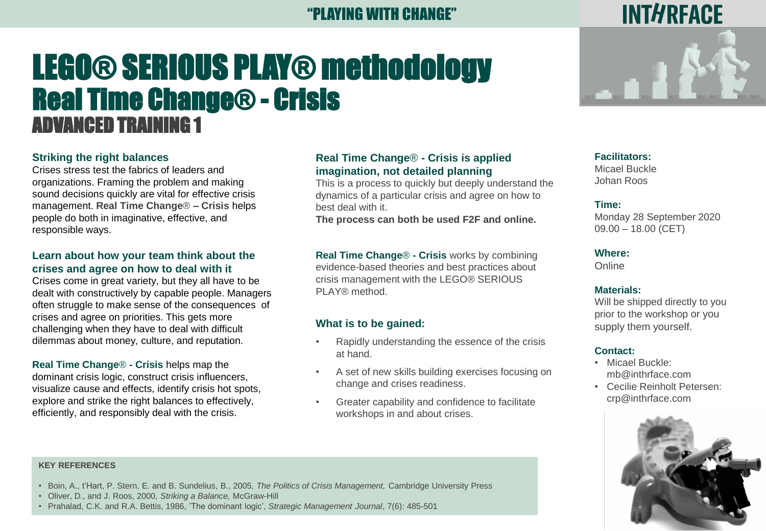# "PLAYING WITH CHANGE"

INTHRFACE

# LEGO® SERIOUS PLAY® methodology
## Real Time Change® - Crisis
### ADVANCED TRAINING 1

**Striking the right balances**

Crises stress test the fabrics of leaders and organizations. Framing the problem and making sound decisions quickly are vital for effective crisis management. **Real Time Change® – Crisis** helps people do both in imaginative, effective, and responsible ways.

**Learn about how your team think about the crises and agree on how to deal with it**

Crises come in great variety, but they all have to be dealt with constructively by capable people. Managers often struggle to make sense of the consequences of crises and agree on priorities. This gets more challenging when they have to deal with difficult dilemmas about money, culture, and reputation.

**Real Time Change® - Crisis** helps map the dominant crisis logic, construct crisis influencers, visualize cause and effects, identify crisis hot spots, explore and strike the right balances to effectively, efficiently, and responsibly deal with the crisis.

**Real Time Change® - Crisis is applied imagination, not detailed planning**

This is a process to quickly but deeply understand the dynamics of a particular crisis and agree on how to best deal with it.

**The process can both be used F2F and online.**

**Real Time Change® - Crisis** works by combining evidence-based theories and best practices about crisis management with the LEGO® SERIOUS PLAY® method.

**What is to be gained:**

- Rapidly understanding the essence of the crisis at hand.
- A set of new skills building exercises focusing on change and crises readiness.
- Greater capability and confidence to facilitate workshops in and about crises.

**Facilitators:**
Micael Buckle
Johan Roos

**Time:**
Monday 28 September 2020
09.00 – 18.00 (CET)

**Where:**
Online

**Materials:**
Will be shipped directly to you prior to the workshop or you supply them yourself.

**Contact:**
- Micael Buckle: mb@inthrface.com
- Cecilie Reinholt Petersen: crp@inthrface.com

**KEY REFERENCES**

- Boin, A., t'Hart, P. Stern, E. and B. Sundelius, B., 2005, *The Politics of Crisis Management,* Cambridge University Press
- Oliver, D., and J. Roos, 2000, *Striking a Balance,* McGraw-Hill
- Prahalad, C.K. and R.A. Bettis, 1986, 'The dominant logic', *Strategic Management Journal*, 7(6): 485-501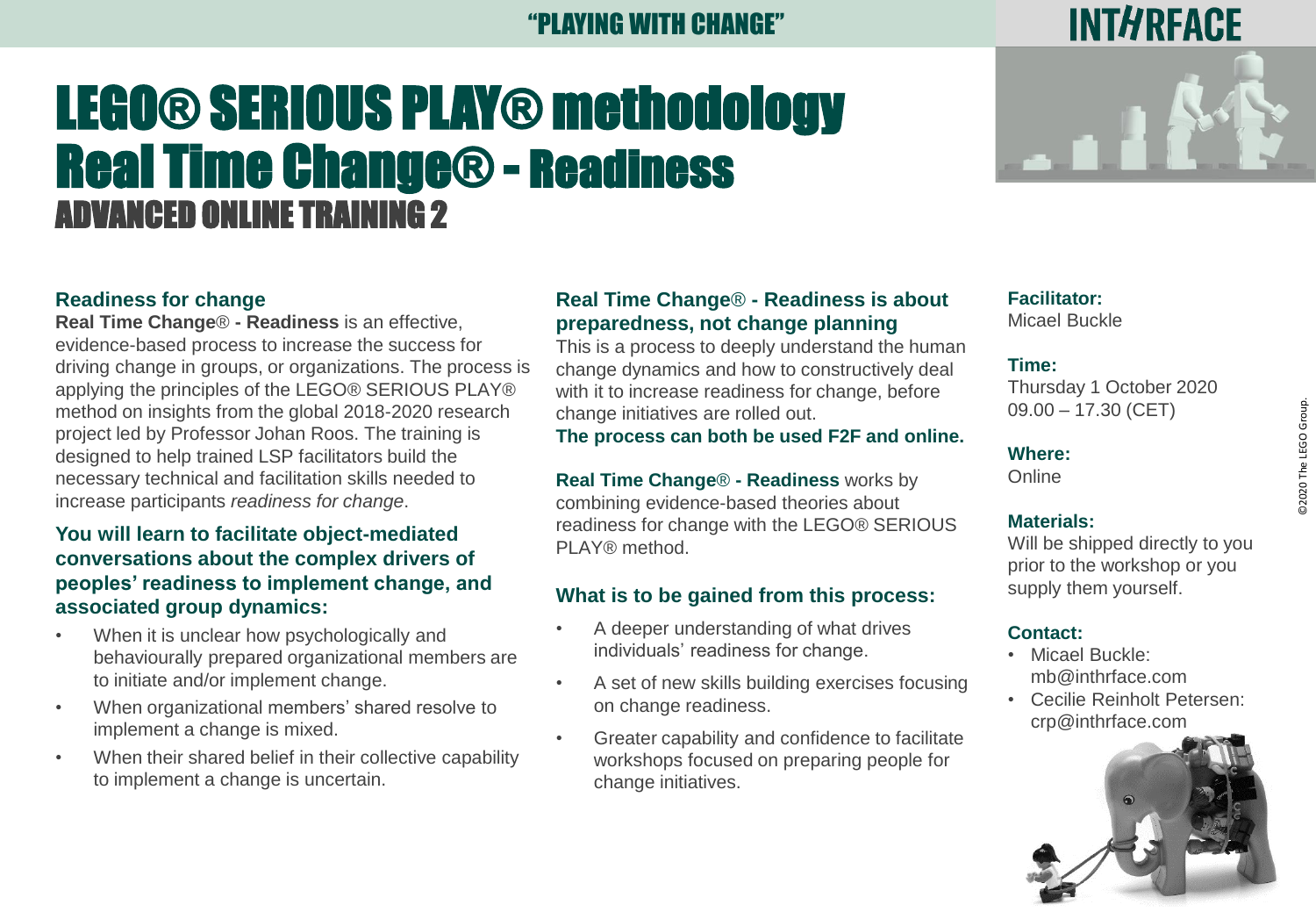"PLAYING WITH CHANGE"

INTHRFACE

# LEGO® SERIOUS PLAY® methodology
# Real Time Change® - Readiness
## ADVANCED ONLINE TRAINING 2

### Readiness for change

**Real Time Change® - Readiness** is an effective, evidence-based process to increase the success for driving change in groups, or organizations. The process is applying the principles of the LEGO® SERIOUS PLAY® method on insights from the global 2018-2020 research project led by Professor Johan Roos. The training is designed to help trained LSP facilitators build the necessary technical and facilitation skills needed to increase participants *readiness for change*.

### You will learn to facilitate object-mediated conversations about the complex drivers of peoples' readiness to implement change, and associated group dynamics:

- When it is unclear how psychologically and behaviourally prepared organizational members are to initiate and/or implement change.
- When organizational members' shared resolve to implement a change is mixed.
- When their shared belief in their collective capability to implement a change is uncertain.

### Real Time Change® - Readiness is about preparedness, not change planning

This is a process to deeply understand the human change dynamics and how to constructively deal with it to increase readiness for change, before change initiatives are rolled out.

**The process can both be used F2F and online.**

**Real Time Change® - Readiness** works by combining evidence-based theories about readiness for change with the LEGO® SERIOUS PLAY® method.

### What is to be gained from this process:

- A deeper understanding of what drives individuals' readiness for change.
- A set of new skills building exercises focusing on change readiness.
- Greater capability and confidence to facilitate workshops focused on preparing people for change initiatives.

**Facilitator:**
Micael Buckle

**Time:**
Thursday 1 October 2020
09.00 – 17.30 (CET)

**Where:**
Online

**Materials:**
Will be shipped directly to you prior to the workshop or you supply them yourself.

**Contact:**

- Micael Buckle: mb@inthrface.com
- Cecilie Reinholt Petersen: crp@inthrface.com

©2020 The LEGO Group.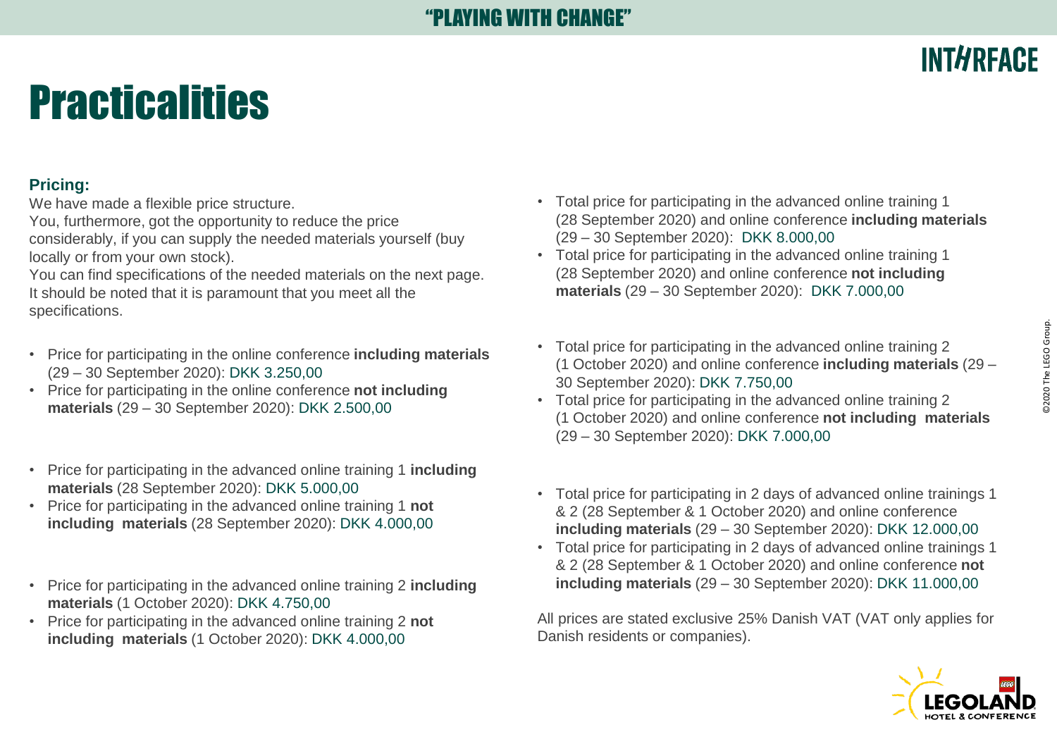# Practicalities

**Pricing:**

We have made a flexible price structure.
You, furthermore, got the opportunity to reduce the price considerably, if you can supply the needed materials yourself (buy locally or from your own stock).
You can find specifications of the needed materials on the next page.
It should be noted that it is paramount that you meet all the specifications.

- Price for participating in the online conference **including materials** (29 – 30 September 2020): DKK 3.250,00
- Price for participating in the online conference **not including materials** (29 – 30 September 2020): DKK 2.500,00

- Price for participating in the advanced online training 1 **including materials** (28 September 2020): DKK 5.000,00
- Price for participating in the advanced online training 1 **not including materials** (28 September 2020): DKK 4.000,00

- Price for participating in the advanced online training 2 **including materials** (1 October 2020): DKK 4.750,00
- Price for participating in the advanced online training 2 **not including materials** (1 October 2020): DKK 4.000,00

- Total price for participating in the advanced online training 1 (28 September 2020) and online conference **including materials** (29 – 30 September 2020): DKK 8.000,00
- Total price for participating in the advanced online training 1 (28 September 2020) and online conference **not including materials** (29 – 30 September 2020): DKK 7.000,00

- Total price for participating in the advanced online training 2 (1 October 2020) and online conference **including materials** (29 – 30 September 2020): DKK 7.750,00
- Total price for participating in the advanced online training 2 (1 October 2020) and online conference **not including materials** (29 – 30 September 2020): DKK 7.000,00

- Total price for participating in 2 days of advanced online trainings 1 & 2 (28 September & 1 October 2020) and online conference **including materials** (29 – 30 September 2020): DKK 12.000,00
- Total price for participating in 2 days of advanced online trainings 1 & 2 (28 September & 1 October 2020) and online conference **not including materials** (29 – 30 September 2020): DKK 11.000,00

All prices are stated exclusive 25% Danish VAT (VAT only applies for Danish residents or companies).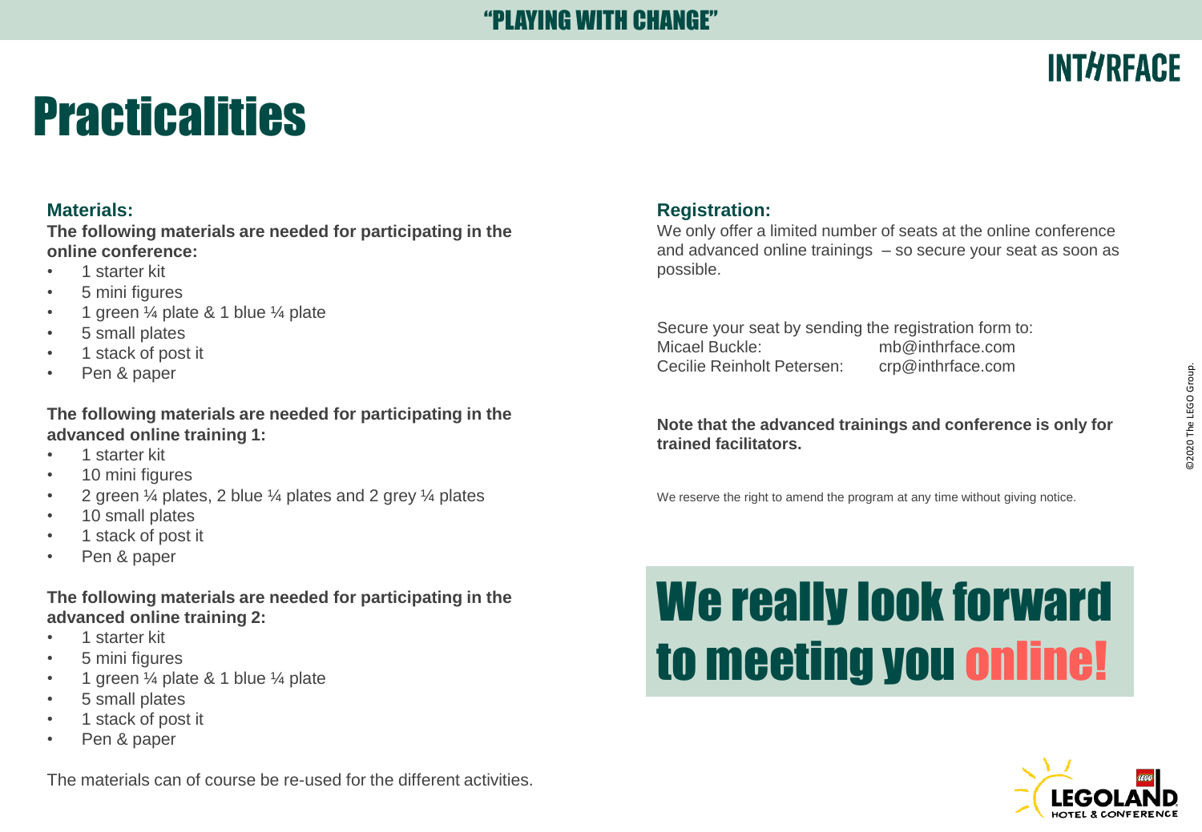# Practicalities

### Materials:

**The following materials are needed for participating in the online conference:**

- 1 starter kit
- 5 mini figures
- 1 green ¼ plate & 1 blue ¼ plate
- 5 small plates
- 1 stack of post it
- Pen & paper

**The following materials are needed for participating in the advanced online training 1:**

- 1 starter kit
- 10 mini figures
- 2 green ¼ plates, 2 blue ¼ plates and 2 grey ¼ plates
- 10 small plates
- 1 stack of post it
- Pen & paper

**The following materials are needed for participating in the advanced online training 2:**

- 1 starter kit
- 5 mini figures
- 1 green ¼ plate & 1 blue ¼ plate
- 5 small plates
- 1 stack of post it
- Pen & paper

The materials can of course be re-used for the different activities.

### Registration:

We only offer a limited number of seats at the online conference and advanced online trainings – so secure your seat as soon as possible.

Secure your seat by sending the registration form to:

Micael Buckle: mb@inthrface.com
Cecilie Reinholt Petersen: crp@inthrface.com

**Note that the advanced trainings and conference is only for trained facilitators.**

We reserve the right to amend the program at any time without giving notice.

## We really look forward to meeting you online!